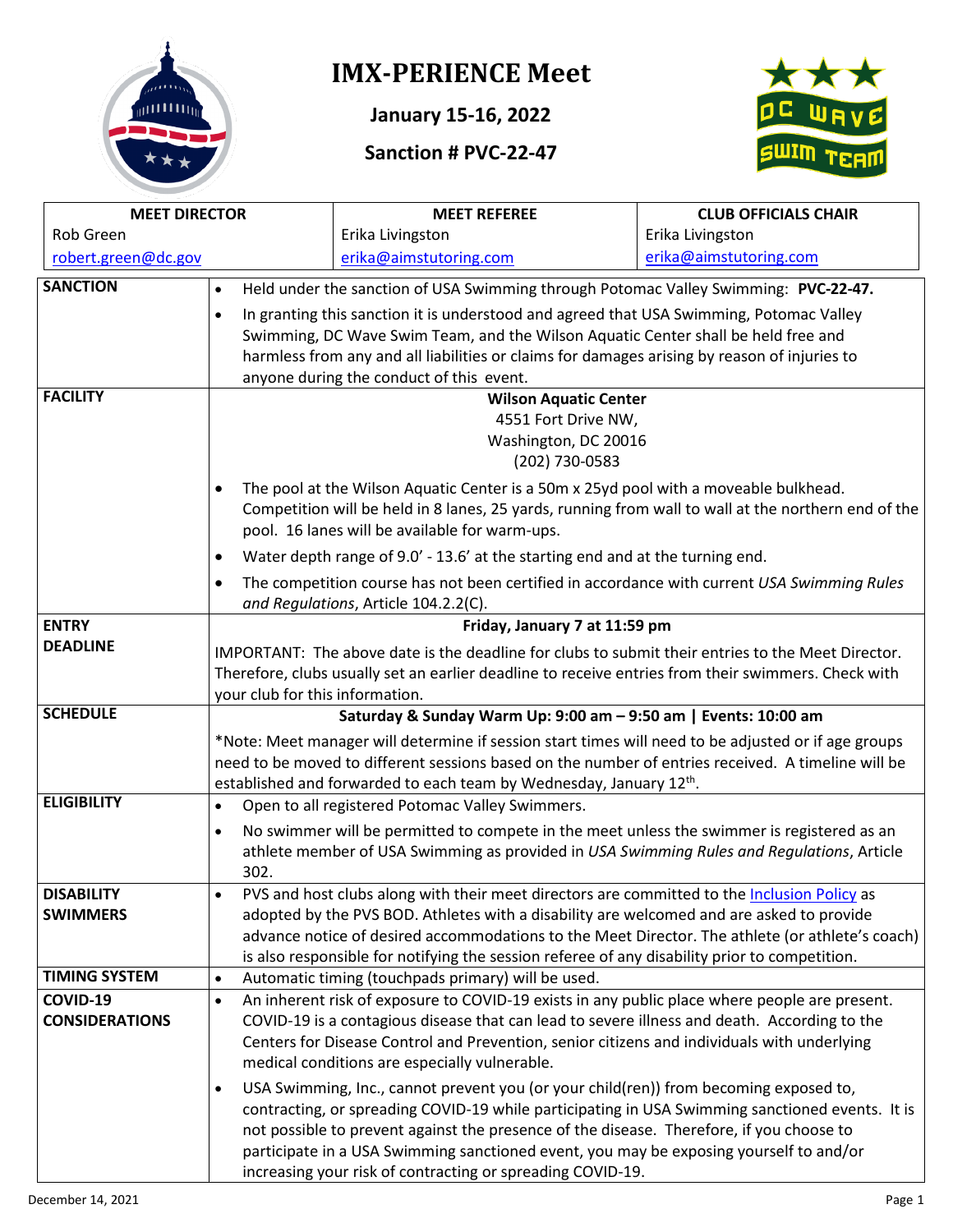# IMX-PERIENCE Meet

**January 15-16, 2022**

**Sanction # PVC-22-47**

| MEET DIRECTOR | MEET REFEREE | CLUB OFFICIALS CHAIR |
|---|---|---|
| Rob Green | Erika Livingston | Erika Livingston |
| robert.green@dc.gov | erika@aimstutoring.com | erika@aimstutoring.com |

| | |
|---|---|
| **SANCTION** | • Held under the sanction of USA Swimming through Potomac Valley Swimming: **PVC-22-47.**<br>• In granting this sanction it is understood and agreed that USA Swimming, Potomac Valley Swimming, DC Wave Swim Team, and the Wilson Aquatic Center shall be held free and harmless from any and all liabilities or claims for damages arising by reason of injuries to anyone during the conduct of this event. |
| **FACILITY** | **Wilson Aquatic Center**<br>4551 Fort Drive NW,<br>Washington, DC 20016<br>(202) 730-0583<br>• The pool at the Wilson Aquatic Center is a 50m x 25yd pool with a moveable bulkhead. Competition will be held in 8 lanes, 25 yards, running from wall to wall at the northern end of the pool. 16 lanes will be available for warm-ups.<br>• Water depth range of 9.0' - 13.6' at the starting end and at the turning end.<br>• The competition course has not been certified in accordance with current *USA Swimming Rules and Regulations*, Article 104.2.2(C). |
| **ENTRY DEADLINE** | **Friday, January 7 at 11:59 pm**<br>IMPORTANT: The above date is the deadline for clubs to submit their entries to the Meet Director. Therefore, clubs usually set an earlier deadline to receive entries from their swimmers. Check with your club for this information. |
| **SCHEDULE** | **Saturday & Sunday Warm Up: 9:00 am – 9:50 am \| Events: 10:00 am**<br>*Note: Meet manager will determine if session start times will need to be adjusted or if age groups need to be moved to different sessions based on the number of entries received. A timeline will be established and forwarded to each team by Wednesday, January 12th. |
| **ELIGIBILITY** | • Open to all registered Potomac Valley Swimmers.<br>• No swimmer will be permitted to compete in the meet unless the swimmer is registered as an athlete member of USA Swimming as provided in *USA Swimming Rules and Regulations*, Article 302. |
| **DISABILITY SWIMMERS** | • PVS and host clubs along with their meet directors are committed to the Inclusion Policy as adopted by the PVS BOD. Athletes with a disability are welcomed and are asked to provide advance notice of desired accommodations to the Meet Director. The athlete (or athlete's coach) is also responsible for notifying the session referee of any disability prior to competition. |
| **TIMING SYSTEM** | • Automatic timing (touchpads primary) will be used. |
| **COVID-19 CONSIDERATIONS** | • An inherent risk of exposure to COVID-19 exists in any public place where people are present. COVID-19 is a contagious disease that can lead to severe illness and death. According to the Centers for Disease Control and Prevention, senior citizens and individuals with underlying medical conditions are especially vulnerable.<br>• USA Swimming, Inc., cannot prevent you (or your child(ren)) from becoming exposed to, contracting, or spreading COVID-19 while participating in USA Swimming sanctioned events. It is not possible to prevent against the presence of the disease. Therefore, if you choose to participate in a USA Swimming sanctioned event, you may be exposing yourself to and/or increasing your risk of contracting or spreading COVID-19. |

December 14, 2021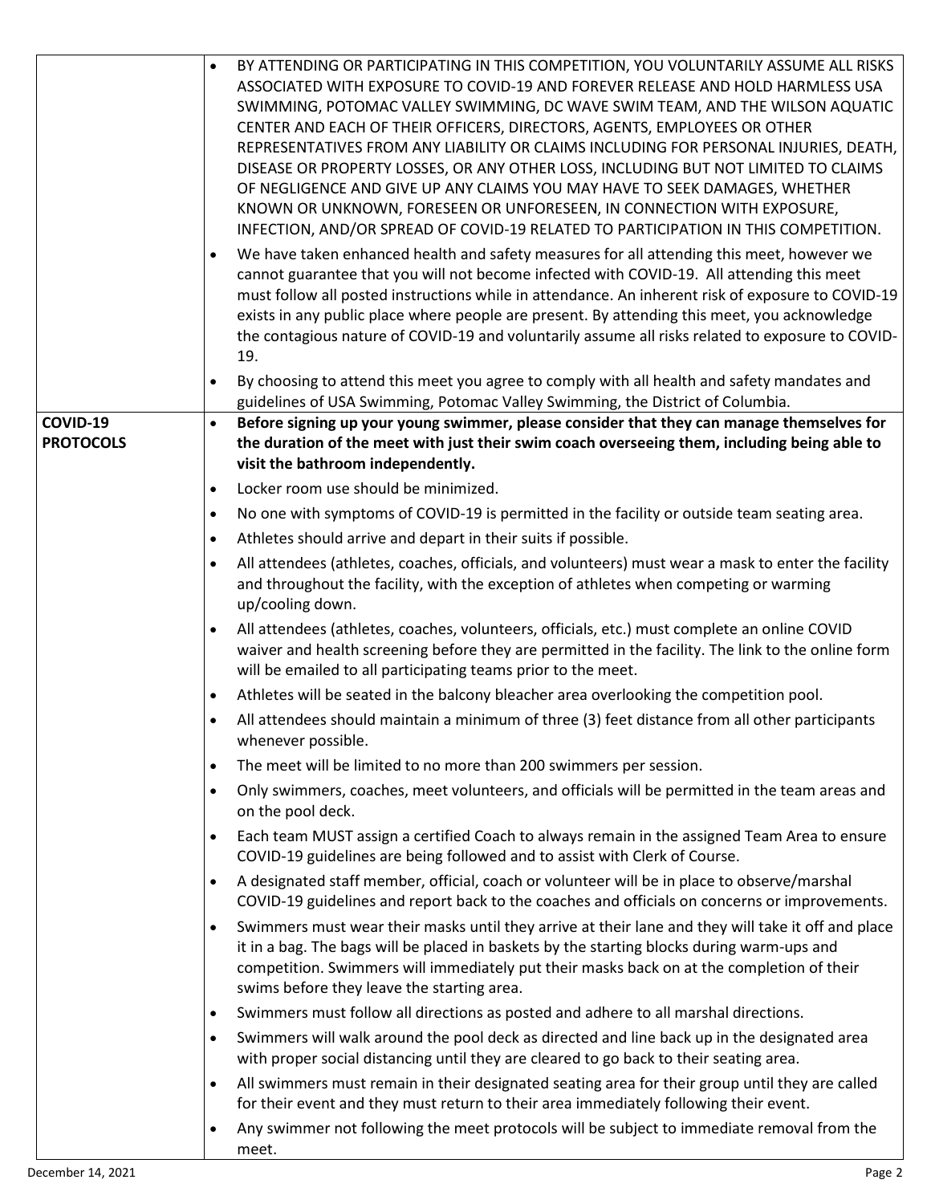| | |
|---|---|
| | • BY ATTENDING OR PARTICIPATING IN THIS COMPETITION, YOU VOLUNTARILY ASSUME ALL RISKS ASSOCIATED WITH EXPOSURE TO COVID-19 AND FOREVER RELEASE AND HOLD HARMLESS USA SWIMMING, POTOMAC VALLEY SWIMMING, DC WAVE SWIM TEAM, AND THE WILSON AQUATIC CENTER AND EACH OF THEIR OFFICERS, DIRECTORS, AGENTS, EMPLOYEES OR OTHER REPRESENTATIVES FROM ANY LIABILITY OR CLAIMS INCLUDING FOR PERSONAL INJURIES, DEATH, DISEASE OR PROPERTY LOSSES, OR ANY OTHER LOSS, INCLUDING BUT NOT LIMITED TO CLAIMS OF NEGLIGENCE AND GIVE UP ANY CLAIMS YOU MAY HAVE TO SEEK DAMAGES, WHETHER KNOWN OR UNKNOWN, FORESEEN OR UNFORESEEN, IN CONNECTION WITH EXPOSURE, INFECTION, AND/OR SPREAD OF COVID-19 RELATED TO PARTICIPATION IN THIS COMPETITION.<br>• We have taken enhanced health and safety measures for all attending this meet, however we cannot guarantee that you will not become infected with COVID-19. All attending this meet must follow all posted instructions while in attendance. An inherent risk of exposure to COVID-19 exists in any public place where people are present. By attending this meet, you acknowledge the contagious nature of COVID-19 and voluntarily assume all risks related to exposure to COVID-19.<br>• By choosing to attend this meet you agree to comply with all health and safety mandates and guidelines of USA Swimming, Potomac Valley Swimming, the District of Columbia. |
| **COVID-19 PROTOCOLS** | • **Before signing up your young swimmer, please consider that they can manage themselves for the duration of the meet with just their swim coach overseeing them, including being able to visit the bathroom independently.**<br>• Locker room use should be minimized.<br>• No one with symptoms of COVID-19 is permitted in the facility or outside team seating area.<br>• Athletes should arrive and depart in their suits if possible.<br>• All attendees (athletes, coaches, officials, and volunteers) must wear a mask to enter the facility and throughout the facility, with the exception of athletes when competing or warming up/cooling down.<br>• All attendees (athletes, coaches, volunteers, officials, etc.) must complete an online COVID waiver and health screening before they are permitted in the facility. The link to the online form will be emailed to all participating teams prior to the meet.<br>• Athletes will be seated in the balcony bleacher area overlooking the competition pool.<br>• All attendees should maintain a minimum of three (3) feet distance from all other participants whenever possible.<br>• The meet will be limited to no more than 200 swimmers per session.<br>• Only swimmers, coaches, meet volunteers, and officials will be permitted in the team areas and on the pool deck.<br>• Each team MUST assign a certified Coach to always remain in the assigned Team Area to ensure COVID-19 guidelines are being followed and to assist with Clerk of Course.<br>• A designated staff member, official, coach or volunteer will be in place to observe/marshal COVID-19 guidelines and report back to the coaches and officials on concerns or improvements.<br>• Swimmers must wear their masks until they arrive at their lane and they will take it off and place it in a bag. The bags will be placed in baskets by the starting blocks during warm-ups and competition. Swimmers will immediately put their masks back on at the completion of their swims before they leave the starting area.<br>• Swimmers must follow all directions as posted and adhere to all marshal directions.<br>• Swimmers will walk around the pool deck as directed and line back up in the designated area with proper social distancing until they are cleared to go back to their seating area.<br>• All swimmers must remain in their designated seating area for their group until they are called for their event and they must return to their area immediately following their event.<br>• Any swimmer not following the meet protocols will be subject to immediate removal from the meet. |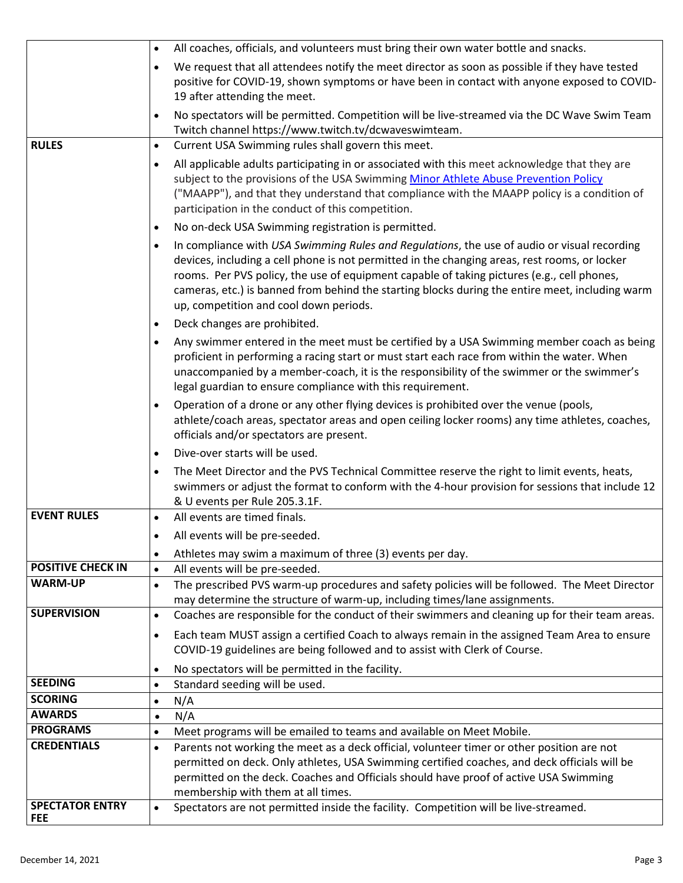| | |
|---|---|
| | • All coaches, officials, and volunteers must bring their own water bottle and snacks.<br>• We request that all attendees notify the meet director as soon as possible if they have tested positive for COVID-19, shown symptoms or have been in contact with anyone exposed to COVID-19 after attending the meet.<br>• No spectators will be permitted. Competition will be live-streamed via the DC Wave Swim Team Twitch channel https://www.twitch.tv/dcwaveswimteam. |
| **RULES** | • Current USA Swimming rules shall govern this meet.<br>• All applicable adults participating in or associated with this meet acknowledge that they are subject to the provisions of the USA Swimming Minor Athlete Abuse Prevention Policy ("MAAPP"), and that they understand that compliance with the MAAPP policy is a condition of participation in the conduct of this competition.<br>• No on-deck USA Swimming registration is permitted.<br>• In compliance with *USA Swimming Rules and Regulations*, the use of audio or visual recording devices, including a cell phone is not permitted in the changing areas, rest rooms, or locker rooms. Per PVS policy, the use of equipment capable of taking pictures (e.g., cell phones, cameras, etc.) is banned from behind the starting blocks during the entire meet, including warm up, competition and cool down periods.<br>• Deck changes are prohibited.<br>• Any swimmer entered in the meet must be certified by a USA Swimming member coach as being proficient in performing a racing start or must start each race from within the water. When unaccompanied by a member-coach, it is the responsibility of the swimmer or the swimmer's legal guardian to ensure compliance with this requirement.<br>• Operation of a drone or any other flying devices is prohibited over the venue (pools, athlete/coach areas, spectator areas and open ceiling locker rooms) any time athletes, coaches, officials and/or spectators are present.<br>• Dive-over starts will be used.<br>• The Meet Director and the PVS Technical Committee reserve the right to limit events, heats, swimmers or adjust the format to conform with the 4-hour provision for sessions that include 12 & U events per Rule 205.3.1F. |
| **EVENT RULES** | • All events are timed finals.<br>• All events will be pre-seeded.<br>• Athletes may swim a maximum of three (3) events per day. |
| **POSITIVE CHECK IN** | • All events will be pre-seeded. |
| **WARM-UP** | • The prescribed PVS warm-up procedures and safety policies will be followed. The Meet Director may determine the structure of warm-up, including times/lane assignments. |
| **SUPERVISION** | • Coaches are responsible for the conduct of their swimmers and cleaning up for their team areas.<br>• Each team MUST assign a certified Coach to always remain in the assigned Team Area to ensure COVID-19 guidelines are being followed and to assist with Clerk of Course.<br>• No spectators will be permitted in the facility. |
| **SEEDING** | • Standard seeding will be used. |
| **SCORING** | • N/A |
| **AWARDS** | • N/A |
| **PROGRAMS** | • Meet programs will be emailed to teams and available on Meet Mobile. |
| **CREDENTIALS** | • Parents not working the meet as a deck official, volunteer timer or other position are not permitted on deck. Only athletes, USA Swimming certified coaches, and deck officials will be permitted on the deck. Coaches and Officials should have proof of active USA Swimming membership with them at all times. |
| **SPECTATOR ENTRY FEE** | • Spectators are not permitted inside the facility. Competition will be live-streamed. |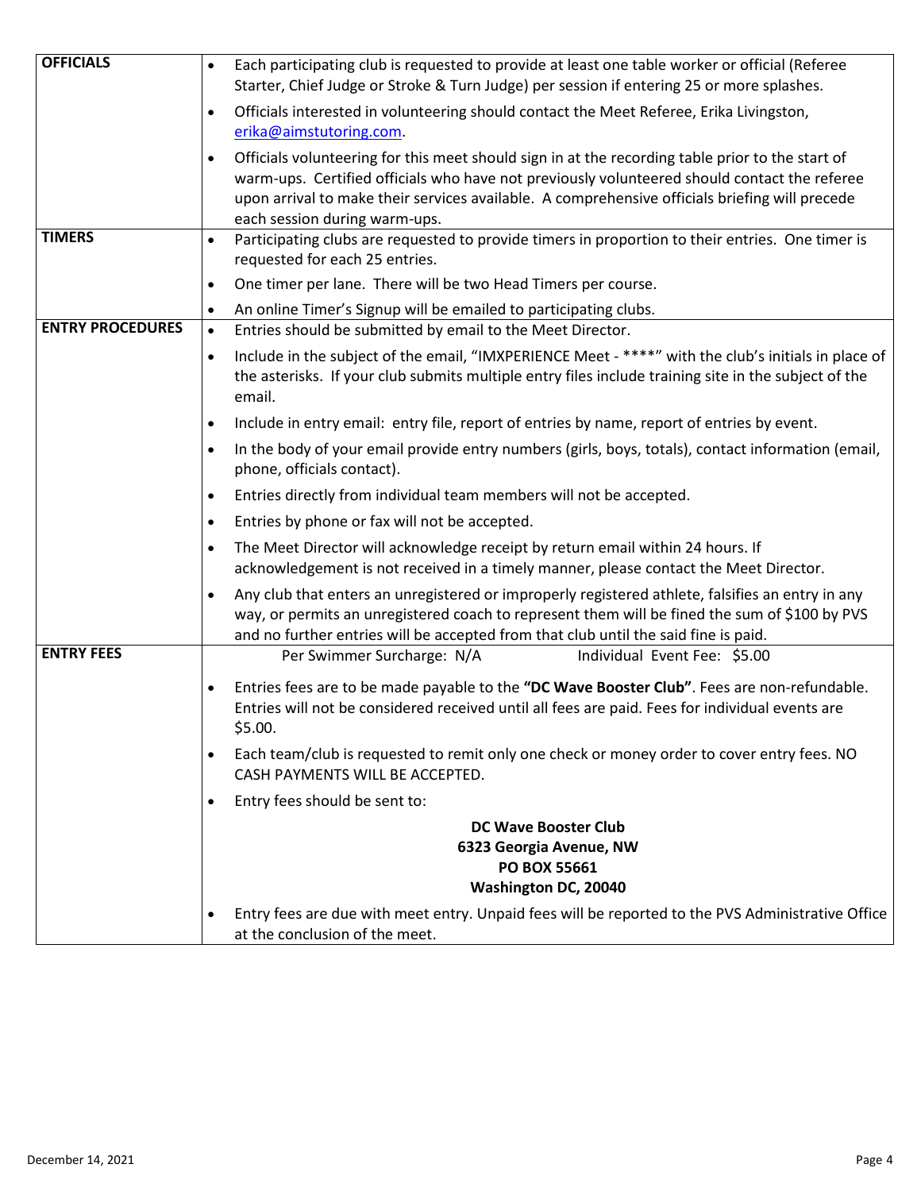| | |
|---|---|
| **OFFICIALS** | • Each participating club is requested to provide at least one table worker or official (Referee Starter, Chief Judge or Stroke & Turn Judge) per session if entering 25 or more splashes.<br>• Officials interested in volunteering should contact the Meet Referee, Erika Livingston, erika@aimstutoring.com.<br>• Officials volunteering for this meet should sign in at the recording table prior to the start of warm-ups. Certified officials who have not previously volunteered should contact the referee upon arrival to make their services available. A comprehensive officials briefing will precede each session during warm-ups. |
| **TIMERS** | • Participating clubs are requested to provide timers in proportion to their entries. One timer is requested for each 25 entries.<br>• One timer per lane. There will be two Head Timers per course.<br>• An online Timer's Signup will be emailed to participating clubs. |
| **ENTRY PROCEDURES** | • Entries should be submitted by email to the Meet Director.<br>• Include in the subject of the email, "IMXPERIENCE Meet - ****" with the club's initials in place of the asterisks. If your club submits multiple entry files include training site in the subject of the email.<br>• Include in entry email: entry file, report of entries by name, report of entries by event.<br>• In the body of your email provide entry numbers (girls, boys, totals), contact information (email, phone, officials contact).<br>• Entries directly from individual team members will not be accepted.<br>• Entries by phone or fax will not be accepted.<br>• The Meet Director will acknowledge receipt by return email within 24 hours. If acknowledgement is not received in a timely manner, please contact the Meet Director.<br>• Any club that enters an unregistered or improperly registered athlete, falsifies an entry in any way, or permits an unregistered coach to represent them will be fined the sum of $100 by PVS and no further entries will be accepted from that club until the said fine is paid. |
| **ENTRY FEES** | Per Swimmer Surcharge: N/A Individual Event Fee: $5.00<br>• Entries fees are to be made payable to the **"DC Wave Booster Club"**. Fees are non-refundable. Entries will not be considered received until all fees are paid. Fees for individual events are $5.00.<br>• Each team/club is requested to remit only one check or money order to cover entry fees. NO CASH PAYMENTS WILL BE ACCEPTED.<br>• Entry fees should be sent to:<br>**DC Wave Booster Club**<br>**6323 Georgia Avenue, NW**<br>**PO BOX 55661**<br>**Washington DC, 20040**<br>• Entry fees are due with meet entry. Unpaid fees will be reported to the PVS Administrative Office at the conclusion of the meet. |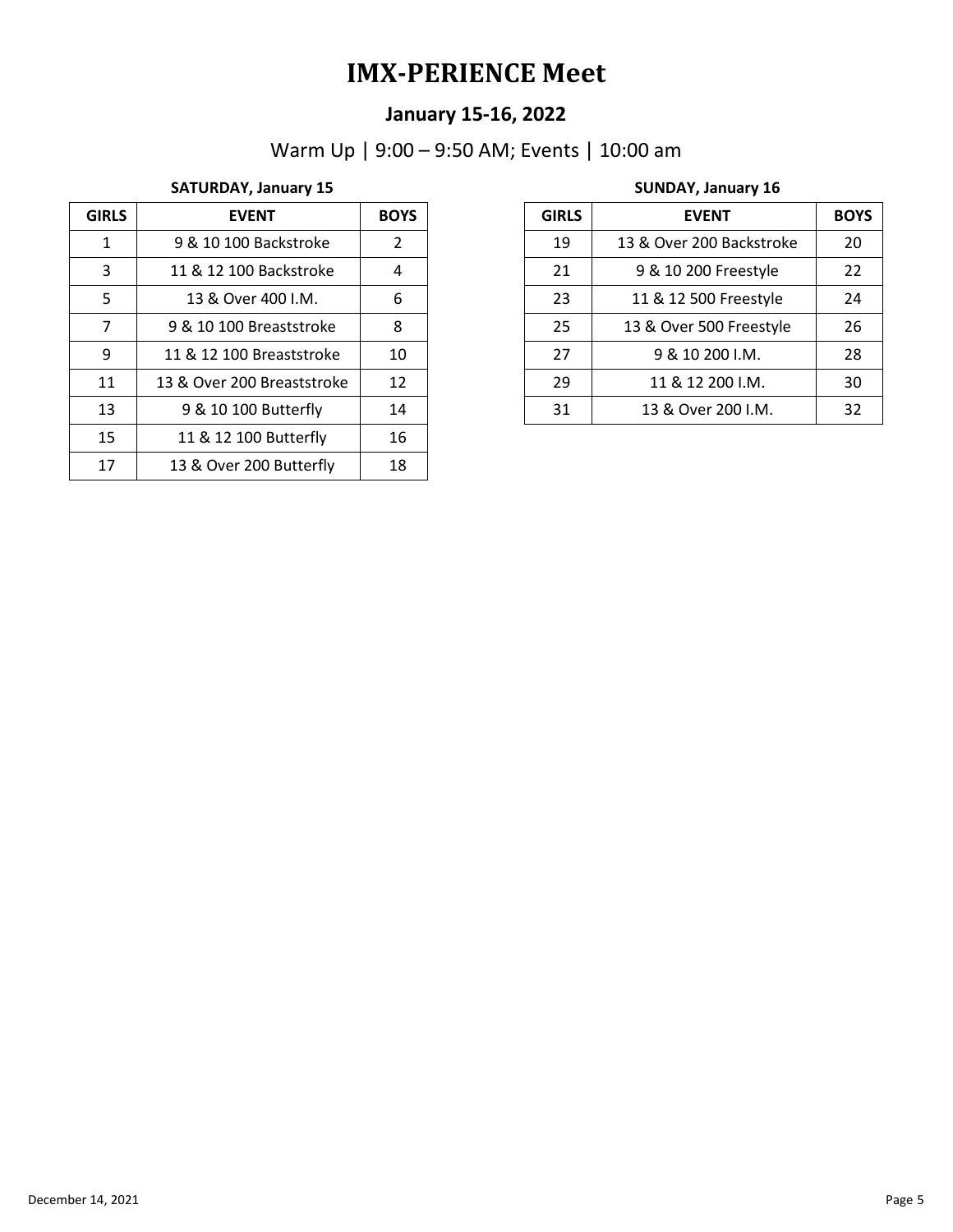# IMX-PERIENCE Meet

## January 15-16, 2022

Warm Up | 9:00 – 9:50 AM; Events | 10:00 am

**SATURDAY, January 15**

| GIRLS | EVENT | BOYS |
|---|---|---|
| 1 | 9 & 10 100 Backstroke | 2 |
| 3 | 11 & 12 100 Backstroke | 4 |
| 5 | 13 & Over 400 I.M. | 6 |
| 7 | 9 & 10 100 Breaststroke | 8 |
| 9 | 11 & 12 100 Breaststroke | 10 |
| 11 | 13 & Over 200 Breaststroke | 12 |
| 13 | 9 & 10 100 Butterfly | 14 |
| 15 | 11 & 12 100 Butterfly | 16 |
| 17 | 13 & Over 200 Butterfly | 18 |

**SUNDAY, January 16**

| GIRLS | EVENT | BOYS |
|---|---|---|
| 19 | 13 & Over 200 Backstroke | 20 |
| 21 | 9 & 10 200 Freestyle | 22 |
| 23 | 11 & 12 500 Freestyle | 24 |
| 25 | 13 & Over 500 Freestyle | 26 |
| 27 | 9 & 10 200 I.M. | 28 |
| 29 | 11 & 12 200 I.M. | 30 |
| 31 | 13 & Over 200 I.M. | 32 |